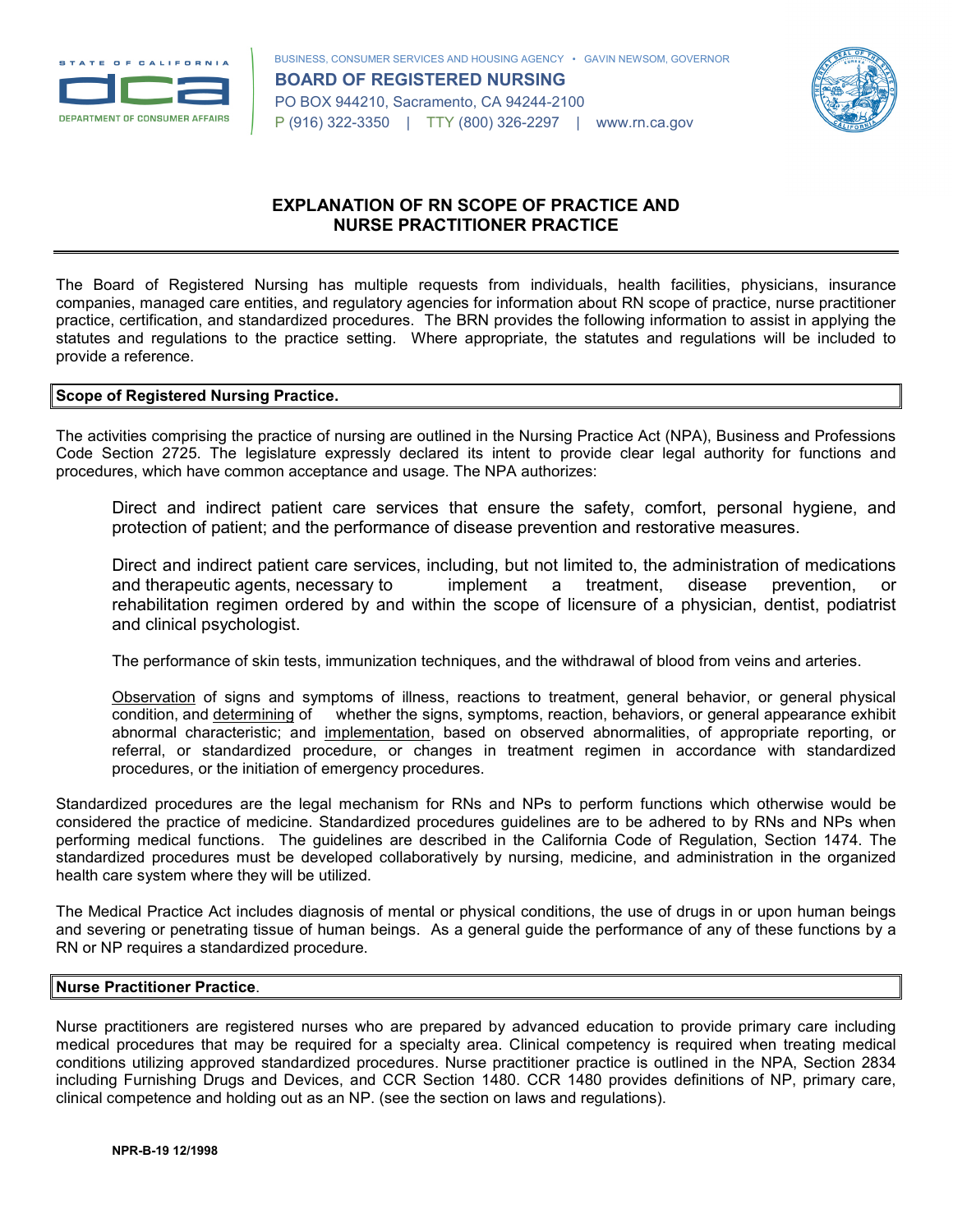STATE OF CALIFORNIA

DEPARTMENT OF CONSUMER AFFAIRS

BUSINESS, CONSUMER SERVICES AND HOUSING AGENCY • GAVIN NEWSOM, GOVERNOR

**BOARD OF REGISTERED NURSING**

PO BOX 944210, Sacramento, CA 94244-2100

P (916) 322-3350 | TTY (800) 326-2297 | www.rn.ca.gov

# EXPLANATION OF RN SCOPE OF PRACTICE AND NURSE PRACTITIONER PRACTICE

The Board of Registered Nursing has multiple requests from individuals, health facilities, physicians, insurance companies, managed care entities, and regulatory agencies for information about RN scope of practice, nurse practitioner practice, certification, and standardized procedures. The BRN provides the following information to assist in applying the statutes and regulations to the practice setting. Where appropriate, the statutes and regulations will be included to provide a reference.

## Scope of Registered Nursing Practice.

The activities comprising the practice of nursing are outlined in the Nursing Practice Act (NPA), Business and Professions Code Section 2725. The legislature expressly declared its intent to provide clear legal authority for functions and procedures, which have common acceptance and usage. The NPA authorizes:

> Direct and indirect patient care services that ensure the safety, comfort, personal hygiene, and protection of patient; and the performance of disease prevention and restorative measures.
>
> Direct and indirect patient care services, including, but not limited to, the administration of medications and therapeutic agents, necessary to implement a treatment, disease prevention, or rehabilitation regimen ordered by and within the scope of licensure of a physician, dentist, podiatrist and clinical psychologist.
>
> The performance of skin tests, immunization techniques, and the withdrawal of blood from veins and arteries.
>
> Observation of signs and symptoms of illness, reactions to treatment, general behavior, or general physical condition, and determining of whether the signs, symptoms, reaction, behaviors, or general appearance exhibit abnormal characteristic; and implementation, based on observed abnormalities, of appropriate reporting, or referral, or standardized procedure, or changes in treatment regimen in accordance with standardized procedures, or the initiation of emergency procedures.

Standardized procedures are the legal mechanism for RNs and NPs to perform functions which otherwise would be considered the practice of medicine. Standardized procedures guidelines are to be adhered to by RNs and NPs when performing medical functions. The guidelines are described in the California Code of Regulation, Section 1474. The standardized procedures must be developed collaboratively by nursing, medicine, and administration in the organized health care system where they will be utilized.

The Medical Practice Act includes diagnosis of mental or physical conditions, the use of drugs in or upon human beings and severing or penetrating tissue of human beings. As a general guide the performance of any of these functions by a RN or NP requires a standardized procedure.

## Nurse Practitioner Practice.

Nurse practitioners are registered nurses who are prepared by advanced education to provide primary care including medical procedures that may be required for a specialty area. Clinical competency is required when treating medical conditions utilizing approved standardized procedures. Nurse practitioner practice is outlined in the NPA, Section 2834 including Furnishing Drugs and Devices, and CCR Section 1480. CCR 1480 provides definitions of NP, primary care, clinical competence and holding out as an NP. (see the section on laws and regulations).

NPR-B-19 12/1998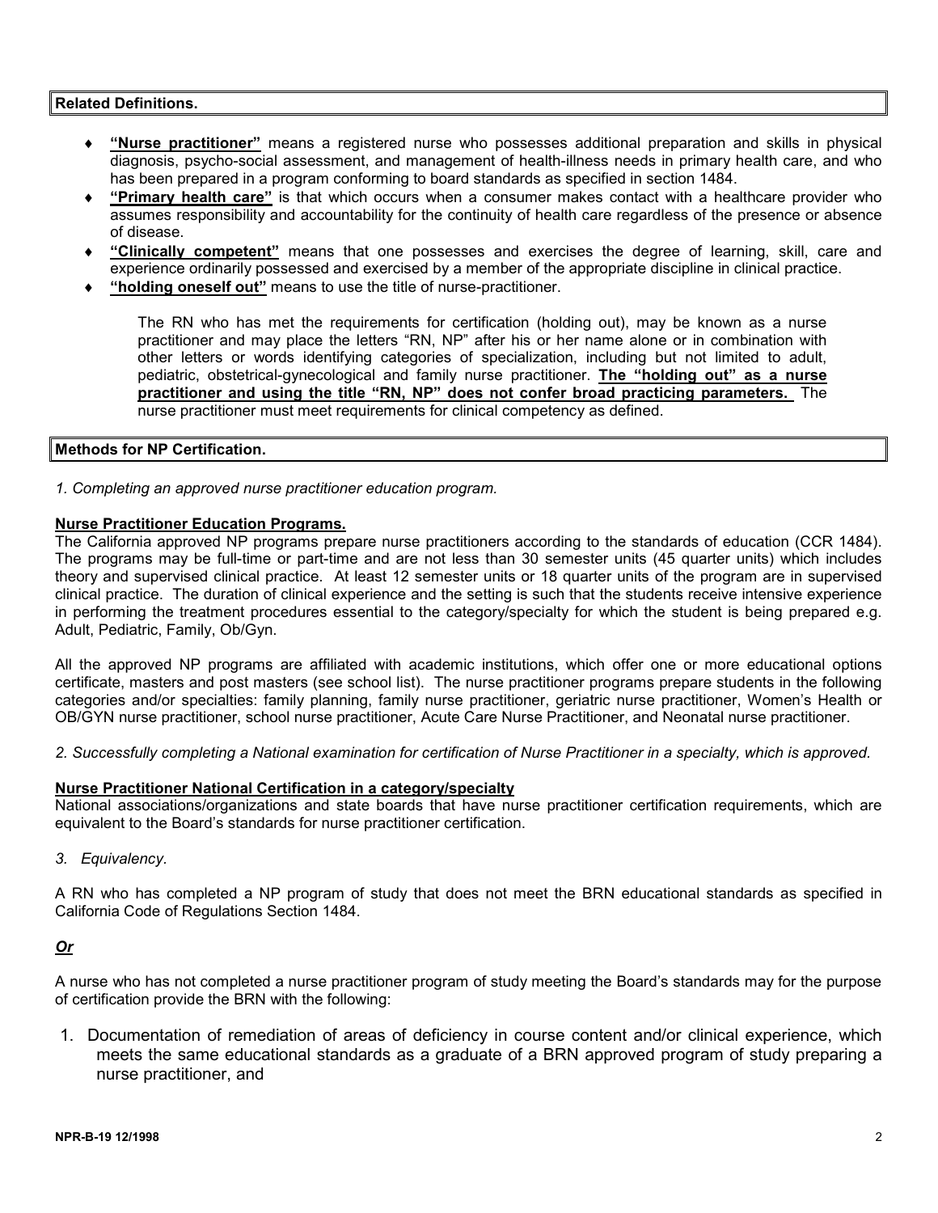## Related Definitions.

- **"Nurse practitioner"** means a registered nurse who possesses additional preparation and skills in physical diagnosis, psycho-social assessment, and management of health-illness needs in primary health care, and who has been prepared in a program conforming to board standards as specified in section 1484.
- **"Primary health care"** is that which occurs when a consumer makes contact with a healthcare provider who assumes responsibility and accountability for the continuity of health care regardless of the presence or absence of disease.
- **"Clinically competent"** means that one possesses and exercises the degree of learning, skill, care and experience ordinarily possessed and exercised by a member of the appropriate discipline in clinical practice.
- **"holding oneself out"** means to use the title of nurse-practitioner.

  The RN who has met the requirements for certification (holding out), may be known as a nurse practitioner and may place the letters "RN, NP" after his or her name alone or in combination with other letters or words identifying categories of specialization, including but not limited to adult, pediatric, obstetrical-gynecological and family nurse practitioner. **The "holding out" as a nurse practitioner and using the title "RN, NP" does not confer broad practicing parameters.** The nurse practitioner must meet requirements for clinical competency as defined.

## Methods for NP Certification.

*1. Completing an approved nurse practitioner education program.*

**Nurse Practitioner Education Programs.**

The California approved NP programs prepare nurse practitioners according to the standards of education (CCR 1484). The programs may be full-time or part-time and are not less than 30 semester units (45 quarter units) which includes theory and supervised clinical practice. At least 12 semester units or 18 quarter units of the program are in supervised clinical practice. The duration of clinical experience and the setting is such that the students receive intensive experience in performing the treatment procedures essential to the category/specialty for which the student is being prepared e.g. Adult, Pediatric, Family, Ob/Gyn.

All the approved NP programs are affiliated with academic institutions, which offer one or more educational options certificate, masters and post masters (see school list). The nurse practitioner programs prepare students in the following categories and/or specialties: family planning, family nurse practitioner, geriatric nurse practitioner, Women's Health or OB/GYN nurse practitioner, school nurse practitioner, Acute Care Nurse Practitioner, and Neonatal nurse practitioner.

*2. Successfully completing a National examination for certification of Nurse Practitioner in a specialty, which is approved.*

**Nurse Practitioner National Certification in a category/specialty**

National associations/organizations and state boards that have nurse practitioner certification requirements, which are equivalent to the Board's standards for nurse practitioner certification.

*3. Equivalency.*

A RN who has completed a NP program of study that does not meet the BRN educational standards as specified in California Code of Regulations Section 1484.

***Or***

A nurse who has not completed a nurse practitioner program of study meeting the Board's standards may for the purpose of certification provide the BRN with the following:

1. Documentation of remediation of areas of deficiency in course content and/or clinical experience, which meets the same educational standards as a graduate of a BRN approved program of study preparing a nurse practitioner, and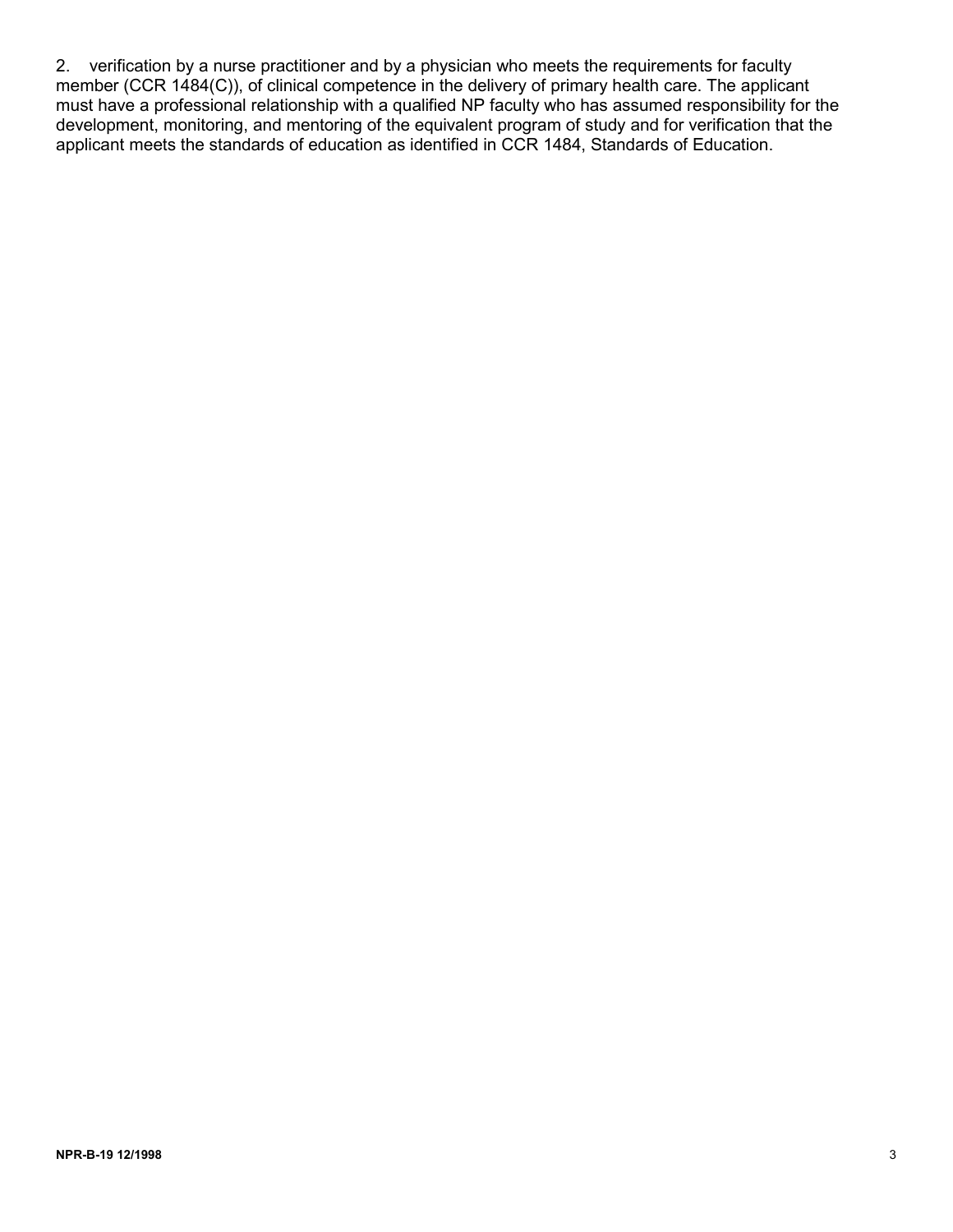2. verification by a nurse practitioner and by a physician who meets the requirements for faculty member (CCR 1484(C)), of clinical competence in the delivery of primary health care. The applicant must have a professional relationship with a qualified NP faculty who has assumed responsibility for the development, monitoring, and mentoring of the equivalent program of study and for verification that the applicant meets the standards of education as identified in CCR 1484, Standards of Education.